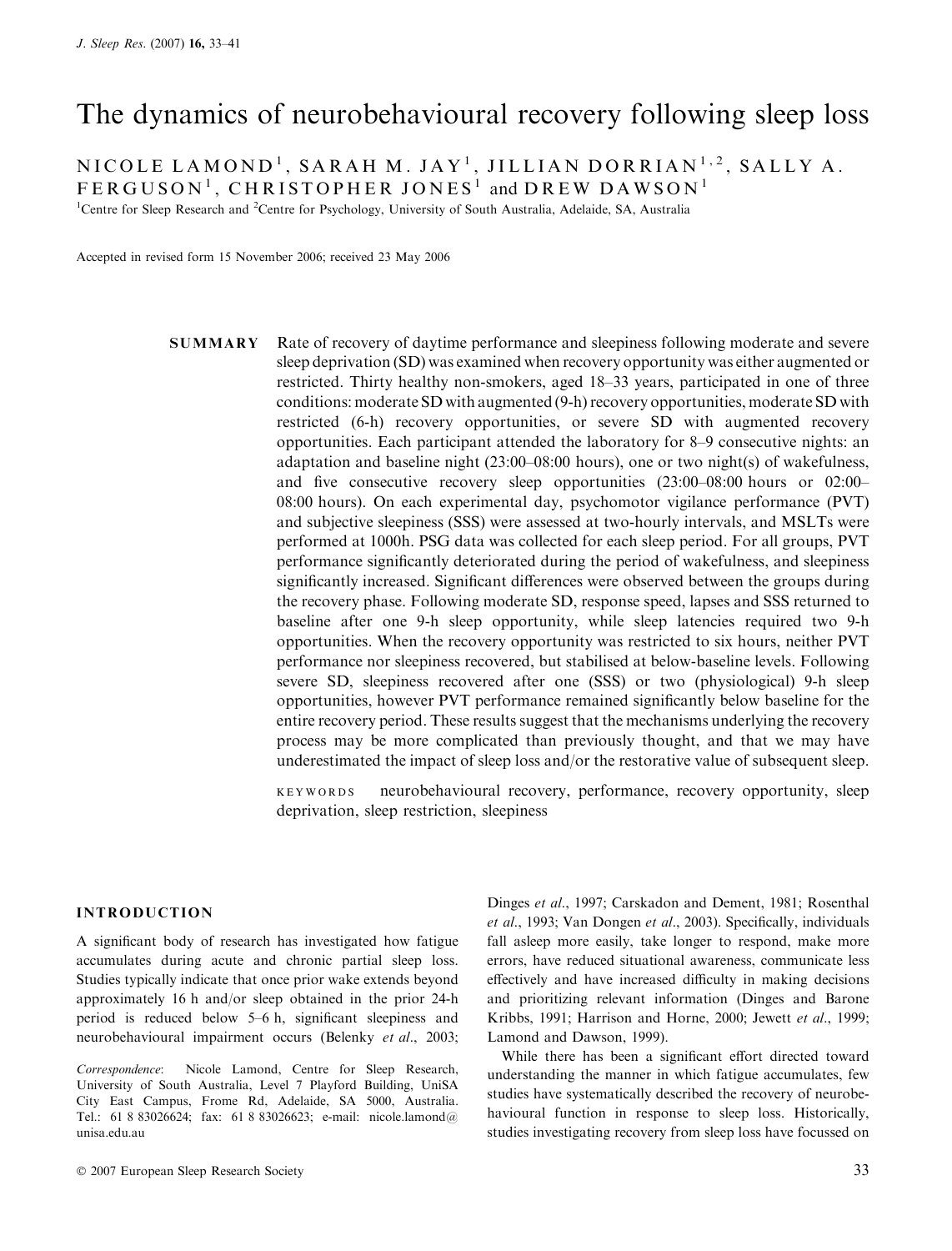// Transcription of page 1 (document 7af590fd89d9)

# The dynamics of neurobehavioural recovery following sleep loss

NICOLE LAMOND[1], SARAH M. JAY[1], JILLIAN DORRIAN[1,2], SALLY A. FERGUSON[1], CHRISTOPHER JONES[1] and DREW DAWSON[1]

[1]Centre for Sleep Research and [2]Centre for Psychology, University of South Australia, Adelaide, SA, Australia

Accepted in revised form 15 November 2006; received 23 May 2006

**SUMMARY** Rate of recovery of daytime performance and sleepiness following moderate and severe sleep deprivation (SD) was examined when recovery opportunity was either augmented or restricted. Thirty healthy non-smokers, aged 18–33 years, participated in one of three conditions: moderate SD with augmented (9-h) recovery opportunities, moderate SD with restricted (6-h) recovery opportunities, or severe SD with augmented recovery opportunities. Each participant attended the laboratory for 8–9 consecutive nights: an adaptation and baseline night (23:00–08:00 hours), one or two night(s) of wakefulness, and five consecutive recovery sleep opportunities (23:00–08:00 hours or 02:00–08:00 hours). On each experimental day, psychomotor vigilance performance (PVT) and subjective sleepiness (SSS) were assessed at two-hourly intervals, and MSLTs were performed at 1000h. PSG data was collected for each sleep period. For all groups, PVT performance significantly deteriorated during the period of wakefulness, and sleepiness significantly increased. Significant differences were observed between the groups during the recovery phase. Following moderate SD, response speed, lapses and SSS returned to baseline after one 9-h sleep opportunity, while sleep latencies required two 9-h opportunities. When the recovery opportunity was restricted to six hours, neither PVT performance nor sleepiness recovered, but stabilised at below-baseline levels. Following severe SD, sleepiness recovered after one (SSS) or two (physiological) 9-h sleep opportunities, however PVT performance remained significantly below baseline for the entire recovery period. These results suggest that the mechanisms underlying the recovery process may be more complicated than previously thought, and that we may have underestimated the impact of sleep loss and/or the restorative value of subsequent sleep.

KEYWORDS neurobehavioural recovery, performance, recovery opportunity, sleep deprivation, sleep restriction, sleepiness

## INTRODUCTION

A significant body of research has investigated how fatigue accumulates during acute and chronic partial sleep loss. Studies typically indicate that once prior wake extends beyond approximately 16 h and/or sleep obtained in the prior 24-h period is reduced below 5–6 h, significant sleepiness and neurobehavioural impairment occurs (Belenky *et al*., 2003; Dinges *et al*., 1997; Carskadon and Dement, 1981; Rosenthal *et al*., 1993; Van Dongen *et al*., 2003). Specifically, individuals fall asleep more easily, take longer to respond, make more errors, have reduced situational awareness, communicate less effectively and have increased difficulty in making decisions and prioritizing relevant information (Dinges and Barone Kribbs, 1991; Harrison and Horne, 2000; Jewett *et al*., 1999; Lamond and Dawson, 1999).

While there has been a significant effort directed toward understanding the manner in which fatigue accumulates, few studies have systematically described the recovery of neurobehavioural function in response to sleep loss. Historically, studies investigating recovery from sleep loss have focussed on

*Correspondence*: Nicole Lamond, Centre for Sleep Research, University of South Australia, Level 7 Playford Building, UniSA City East Campus, Frome Rd, Adelaide, SA 5000, Australia. Tel.: 61 8 83026624; fax: 61 8 83026623; e-mail: nicole.lamond@unisa.edu.au

© 2007 European Sleep Research Society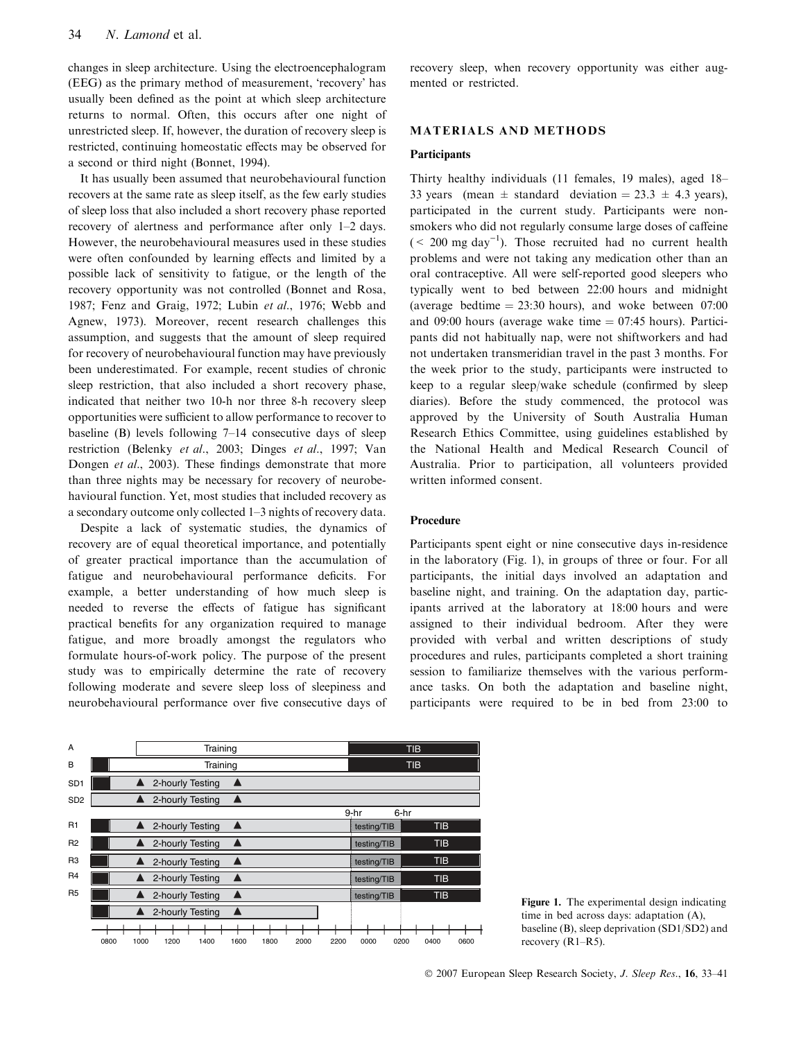changes in sleep architecture. Using the electroencephalogram (EEG) as the primary method of measurement, 'recovery' has usually been defined as the point at which sleep architecture returns to normal. Often, this occurs after one night of unrestricted sleep. If, however, the duration of recovery sleep is restricted, continuing homeostatic effects may be observed for a second or third night (Bonnet, 1994).

It has usually been assumed that neurobehavioural function recovers at the same rate as sleep itself, as the few early studies of sleep loss that also included a short recovery phase reported recovery of alertness and performance after only 1–2 days. However, the neurobehavioural measures used in these studies were often confounded by learning effects and limited by a possible lack of sensitivity to fatigue, or the length of the recovery opportunity was not controlled (Bonnet and Rosa, 1987; Fenz and Graig, 1972; Lubin *et al.*, 1976; Webb and Agnew, 1973). Moreover, recent research challenges this assumption, and suggests that the amount of sleep required for recovery of neurobehavioural function may have previously been underestimated. For example, recent studies of chronic sleep restriction, that also included a short recovery phase, indicated that neither two 10-h nor three 8-h recovery sleep opportunities were sufficient to allow performance to recover to baseline (B) levels following 7–14 consecutive days of sleep restriction (Belenky *et al.*, 2003; Dinges *et al.*, 1997; Van Dongen *et al.*, 2003). These findings demonstrate that more than three nights may be necessary for recovery of neurobehavioural function. Yet, most studies that included recovery as a secondary outcome only collected 1–3 nights of recovery data.

Despite a lack of systematic studies, the dynamics of recovery are of equal theoretical importance, and potentially of greater practical importance than the accumulation of fatigue and neurobehavioural performance deficits. For example, a better understanding of how much sleep is needed to reverse the effects of fatigue has significant practical benefits for any organization required to manage fatigue, and more broadly amongst the regulators who formulate hours-of-work policy. The purpose of the present study was to empirically determine the rate of recovery following moderate and severe sleep loss of sleepiness and neurobehavioural performance over five consecutive days of recovery sleep, when recovery opportunity was either augmented or restricted.

## MATERIALS AND METHODS

### Participants

Thirty healthy individuals (11 females, 19 males), aged 18–33 years (mean $\pm$ standard deviation = 23.3 $\pm$ 4.3 years), participated in the current study. Participants were non-smokers who did not regularly consume large doses of caffeine ($< 200$ mg day$^{-1}$). Those recruited had no current health problems and were not taking any medication other than an oral contraceptive. All were self-reported good sleepers who typically went to bed between 22:00 hours and midnight (average bedtime = 23:30 hours), and woke between 07:00 and 09:00 hours (average wake time = 07:45 hours). Participants did not habitually nap, were not shiftworkers and had not undertaken transmeridian travel in the past 3 months. For the week prior to the study, participants were instructed to keep to a regular sleep/wake schedule (confirmed by sleep diaries). Before the study commenced, the protocol was approved by the University of South Australia Human Research Ethics Committee, using guidelines established by the National Health and Medical Research Council of Australia. Prior to participation, all volunteers provided written informed consent.

### Procedure

Participants spent eight or nine consecutive days in-residence in the laboratory (Fig. 1), in groups of three or four. For all participants, the initial days involved an adaptation and baseline night, and training. On the adaptation day, participants arrived at the laboratory at 18:00 hours and were assigned to their individual bedroom. After they were provided with verbal and written descriptions of study procedures and rules, participants completed a short training session to familiarize themselves with the various performance tasks. On both the adaptation and baseline night, participants were required to be in bed from 23:00 to

**Figure 1.** The experimental design indicating time in bed across days: adaptation (A), baseline (B), sleep deprivation (SD1/SD2) and recovery (R1–R5).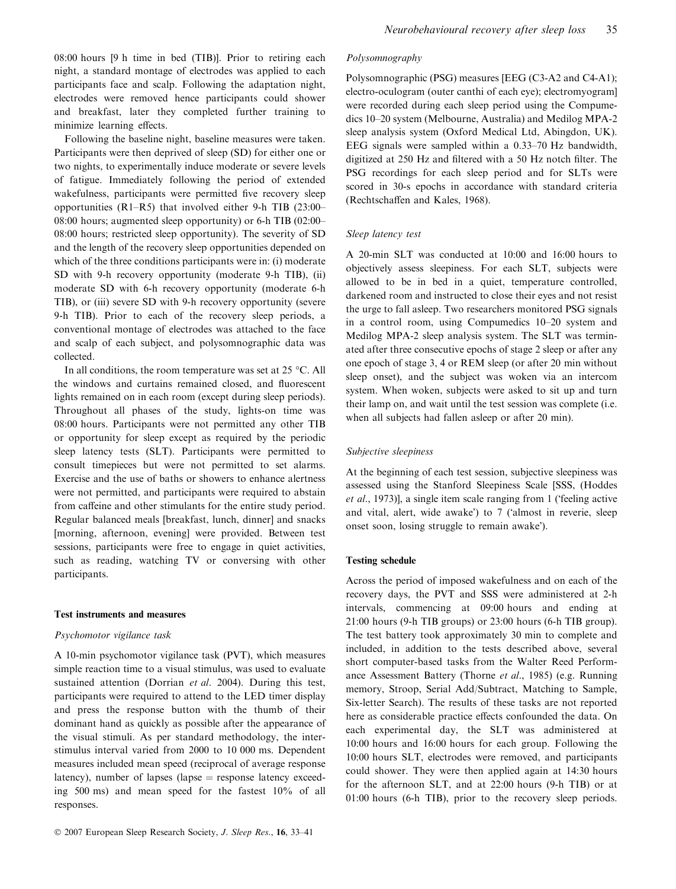08:00 hours [9 h time in bed (TIB)]. Prior to retiring each night, a standard montage of electrodes was applied to each participants face and scalp. Following the adaptation night, electrodes were removed hence participants could shower and breakfast, later they completed further training to minimize learning effects.

Following the baseline night, baseline measures were taken. Participants were then deprived of sleep (SD) for either one or two nights, to experimentally induce moderate or severe levels of fatigue. Immediately following the period of extended wakefulness, participants were permitted five recovery sleep opportunities (R1–R5) that involved either 9-h TIB (23:00–08:00 hours; augmented sleep opportunity) or 6-h TIB (02:00–08:00 hours; restricted sleep opportunity). The severity of SD and the length of the recovery sleep opportunities depended on which of the three conditions participants were in: (i) moderate SD with 9-h recovery opportunity (moderate 9-h TIB), (ii) moderate SD with 6-h recovery opportunity (moderate 6-h TIB), or (iii) severe SD with 9-h recovery opportunity (severe 9-h TIB). Prior to each of the recovery sleep periods, a conventional montage of electrodes was attached to the face and scalp of each subject, and polysomnographic data was collected.

In all conditions, the room temperature was set at 25 °C. All the windows and curtains remained closed, and fluorescent lights remained on in each room (except during sleep periods). Throughout all phases of the study, lights-on time was 08:00 hours. Participants were not permitted any other TIB or opportunity for sleep except as required by the periodic sleep latency tests (SLT). Participants were permitted to consult timepieces but were not permitted to set alarms. Exercise and the use of baths or showers to enhance alertness were not permitted, and participants were required to abstain from caffeine and other stimulants for the entire study period. Regular balanced meals [breakfast, lunch, dinner] and snacks [morning, afternoon, evening] were provided. Between test sessions, participants were free to engage in quiet activities, such as reading, watching TV or conversing with other participants.

## Test instruments and measures

### *Psychomotor vigilance task*

A 10-min psychomotor vigilance task (PVT), which measures simple reaction time to a visual stimulus, was used to evaluate sustained attention (Dorrian *et al.* 2004). During this test, participants were required to attend to the LED timer display and press the response button with the thumb of their dominant hand as quickly as possible after the appearance of the visual stimuli. As per standard methodology, the inter-stimulus interval varied from 2000 to 10 000 ms. Dependent measures included mean speed (reciprocal of average response latency), number of lapses (lapse = response latency exceeding 500 ms) and mean speed for the fastest 10% of all responses.

### *Polysomnography*

Polysomnographic (PSG) measures [EEG (C3-A2 and C4-A1); electro-oculogram (outer canthi of each eye); electromyogram] were recorded during each sleep period using the Compumedics 10–20 system (Melbourne, Australia) and Medilog MPA-2 sleep analysis system (Oxford Medical Ltd, Abingdon, UK). EEG signals were sampled within a 0.33–70 Hz bandwidth, digitized at 250 Hz and filtered with a 50 Hz notch filter. The PSG recordings for each sleep period and for SLTs were scored in 30-s epochs in accordance with standard criteria (Rechtschaffen and Kales, 1968).

### *Sleep latency test*

A 20-min SLT was conducted at 10:00 and 16:00 hours to objectively assess sleepiness. For each SLT, subjects were allowed to be in bed in a quiet, temperature controlled, darkened room and instructed to close their eyes and not resist the urge to fall asleep. Two researchers monitored PSG signals in a control room, using Compumedics 10–20 system and Medilog MPA-2 sleep analysis system. The SLT was terminated after three consecutive epochs of stage 2 sleep or after any one epoch of stage 3, 4 or REM sleep (or after 20 min without sleep onset), and the subject was woken via an intercom system. When woken, subjects were asked to sit up and turn their lamp on, and wait until the test session was complete (i.e. when all subjects had fallen asleep or after 20 min).

### *Subjective sleepiness*

At the beginning of each test session, subjective sleepiness was assessed using the Stanford Sleepiness Scale [SSS, (Hoddes *et al.*, 1973)], a single item scale ranging from 1 ('feeling active and vital, alert, wide awake') to 7 ('almost in reverie, sleep onset soon, losing struggle to remain awake').

## Testing schedule

Across the period of imposed wakefulness and on each of the recovery days, the PVT and SSS were administered at 2-h intervals, commencing at 09:00 hours and ending at 21:00 hours (9-h TIB groups) or 23:00 hours (6-h TIB group). The test battery took approximately 30 min to complete and included, in addition to the tests described above, several short computer-based tasks from the Walter Reed Performance Assessment Battery (Thorne *et al.*, 1985) (e.g. Running memory, Stroop, Serial Add/Subtract, Matching to Sample, Six-letter Search). The results of these tasks are not reported here as considerable practice effects confounded the data. On each experimental day, the SLT was administered at 10:00 hours and 16:00 hours for each group. Following the 10:00 hours SLT, electrodes were removed, and participants could shower. They were then applied again at 14:30 hours for the afternoon SLT, and at 22:00 hours (9-h TIB) or at 01:00 hours (6-h TIB), prior to the recovery sleep periods.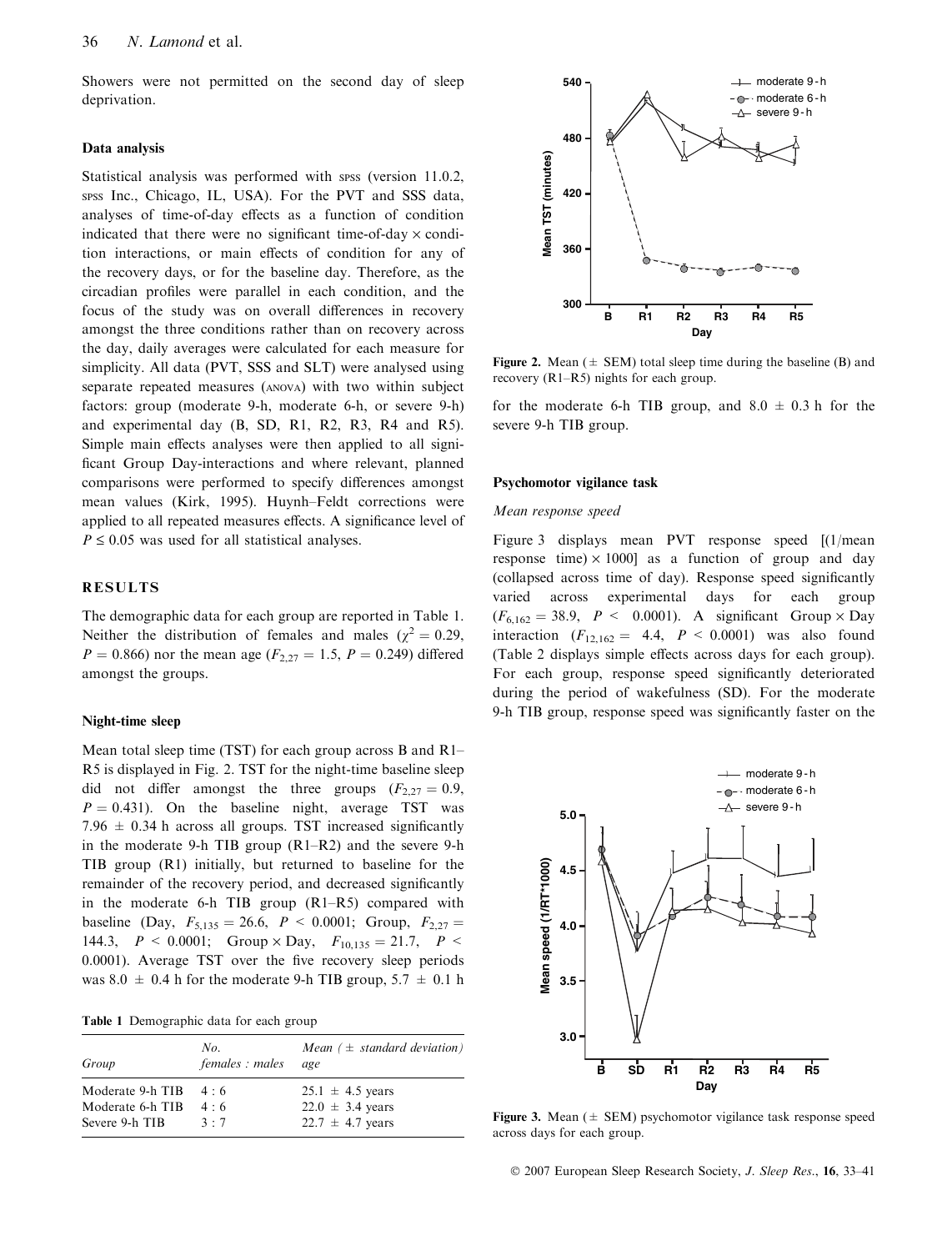Showers were not permitted on the second day of sleep deprivation.

### Data analysis

Statistical analysis was performed with SPSS (version 11.0.2, SPSS Inc., Chicago, IL, USA). For the PVT and SSS data, analyses of time-of-day effects as a function of condition indicated that there were no significant time-of-day × condition interactions, or main effects of condition for any of the recovery days, or for the baseline day. Therefore, as the circadian profiles were parallel in each condition, and the focus of the study was on overall differences in recovery amongst the three conditions rather than on recovery across the day, daily averages were calculated for each measure for simplicity. All data (PVT, SSS and SLT) were analysed using separate repeated measures (ANOVA) with two within subject factors: group (moderate 9-h, moderate 6-h, or severe 9-h) and experimental day (B, SD, R1, R2, R3, R4 and R5). Simple main effects analyses were then applied to all significant Group Day-interactions and where relevant, planned comparisons were performed to specify differences amongst mean values (Kirk, 1995). Huynh–Feldt corrections were applied to all repeated measures effects. A significance level of $P \leq 0.05$ was used for all statistical analyses.

## RESULTS

The demographic data for each group are reported in Table 1. Neither the distribution of females and males ($\chi^2 = 0.29$, $P = 0.866$) nor the mean age ($F_{2,27} = 1.5$, $P = 0.249$) differed amongst the groups.

### Night-time sleep

Mean total sleep time (TST) for each group across B and R1–R5 is displayed in Fig. 2. TST for the night-time baseline sleep did not differ amongst the three groups ($F_{2,27} = 0.9$, $P = 0.431$). On the baseline night, average TST was 7.96 ± 0.34 h across all groups. TST increased significantly in the moderate 9-h TIB group (R1–R2) and the severe 9-h TIB group (R1) initially, but returned to baseline for the remainder of the recovery period, and decreased significantly in the moderate 6-h TIB group (R1–R5) compared with baseline (Day, $F_{5,135} = 26.6$, $P < 0.0001$; Group, $F_{2,27} = 144.3$, $P < 0.0001$; Group × Day, $F_{10,135} = 21.7$, $P < 0.0001$). Average TST over the five recovery sleep periods was 8.0 ± 0.4 h for the moderate 9-h TIB group, 5.7 ± 0.1 h for the moderate 6-h TIB group, and 8.0 ± 0.3 h for the severe 9-h TIB group.

**Table 1** Demographic data for each group

| Group | No. females : males | Mean (± standard deviation) age |
|---|---|---|
| Moderate 9-h TIB | 4 : 6 | 25.1 ± 4.5 years |
| Moderate 6-h TIB | 4 : 6 | 22.0 ± 3.4 years |
| Severe 9-h TIB | 3 : 7 | 22.7 ± 4.7 years |

**Figure 2.** Mean (± SEM) total sleep time during the baseline (B) and recovery (R1–R5) nights for each group.

### Psychomotor vigilance task

*Mean response speed*

Figure 3 displays mean PVT response speed [(1/mean response time) × 1000] as a function of group and day (collapsed across time of day). Response speed significantly varied across experimental days for each group ($F_{6,162} = 38.9$, $P < 0.0001$). A significant Group × Day interaction ($F_{12,162} = 4.4$, $P < 0.0001$) was also found (Table 2 displays simple effects across days for each group). For each group, response speed significantly deteriorated during the period of wakefulness (SD). For the moderate 9-h TIB group, response speed was significantly faster on the

**Figure 3.** Mean (± SEM) psychomotor vigilance task response speed across days for each group.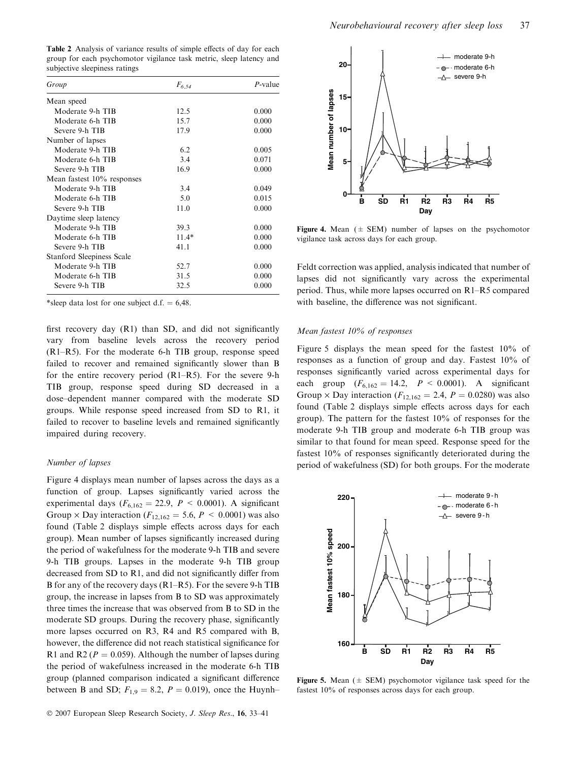**Table 2** Analysis of variance results of simple effects of day for each group for each psychomotor vigilance task metric, sleep latency and subjective sleepiness ratings

| Group | $F_{6,54}$ | P-value |
|---|---|---|
| Mean speed | | |
| Moderate 9-h TIB | 12.5 | 0.000 |
| Moderate 6-h TIB | 15.7 | 0.000 |
| Severe 9-h TIB | 17.9 | 0.000 |
| Number of lapses | | |
| Moderate 9-h TIB | 6.2 | 0.005 |
| Moderate 6-h TIB | 3.4 | 0.071 |
| Severe 9-h TIB | 16.9 | 0.000 |
| Mean fastest 10% responses | | |
| Moderate 9-h TIB | 3.4 | 0.049 |
| Moderate 6-h TIB | 5.0 | 0.015 |
| Severe 9-h TIB | 11.0 | 0.000 |
| Daytime sleep latency | | |
| Moderate 9-h TIB | 39.3 | 0.000 |
| Moderate 6-h TIB | 11.4* | 0.000 |
| Severe 9-h TIB | 41.1 | 0.000 |
| Stanford Sleepiness Scale | | |
| Moderate 9-h TIB | 52.7 | 0.000 |
| Moderate 6-h TIB | 31.5 | 0.000 |
| Severe 9-h TIB | 32.5 | 0.000 |

*sleep data lost for one subject d.f. = 6,48.

first recovery day (R1) than SD, and did not significantly vary from baseline levels across the recovery period (R1–R5). For the moderate 6-h TIB group, response speed failed to recover and remained significantly slower than B for the entire recovery period (R1–R5). For the severe 9-h TIB group, response speed during SD decreased in a dose–dependent manner compared with the moderate SD groups. While response speed increased from SD to R1, it failed to recover to baseline levels and remained significantly impaired during recovery.

### Number of lapses

Figure 4 displays mean number of lapses across the days as a function of group. Lapses significantly varied across the experimental days ($F_{6,162} = 22.9$, $P < 0.0001$). A significant Group × Day interaction ($F_{12,162} = 5.6$, $P < 0.0001$) was also found (Table 2 displays simple effects across days for each group). Mean number of lapses significantly increased during the period of wakefulness for the moderate 9-h TIB and severe 9-h TIB groups. Lapses in the moderate 9-h TIB group decreased from SD to R1, and did not significantly differ from B for any of the recovery days (R1–R5). For the severe 9-h TIB group, the increase in lapses from B to SD was approximately three times the increase that was observed from B to SD in the moderate SD groups. During the recovery phase, significantly more lapses occurred on R3, R4 and R5 compared with B, however, the difference did not reach statistical significance for R1 and R2 ($P = 0.059$). Although the number of lapses during the period of wakefulness increased in the moderate 6-h TIB group (planned comparison indicated a significant difference between B and SD; $F_{1,9} = 8.2$, $P = 0.019$), once the Huynh–Feldt correction was applied, analysis indicated that number of lapses did not significantly vary across the experimental period. Thus, while more lapses occurred on R1–R5 compared with baseline, the difference was not significant.

**Figure 4.** Mean (± SEM) number of lapses on the psychomotor vigilance task across days for each group.

### Mean fastest 10% of responses

Figure 5 displays the mean speed for the fastest 10% of responses as a function of group and day. Fastest 10% of responses significantly varied across experimental days for each group ($F_{6,162} = 14.2$, $P < 0.0001$). A significant Group × Day interaction ($F_{12,162} = 2.4$, $P = 0.0280$) was also found (Table 2 displays simple effects across days for each group). The pattern for the fastest 10% of responses for the moderate 9-h TIB group and moderate 6-h TIB group was similar to that found for mean speed. Response speed for the fastest 10% of responses significantly deteriorated during the period of wakefulness (SD) for both groups. For the moderate

**Figure 5.** Mean (± SEM) psychomotor vigilance task speed for the fastest 10% of responses across days for each group.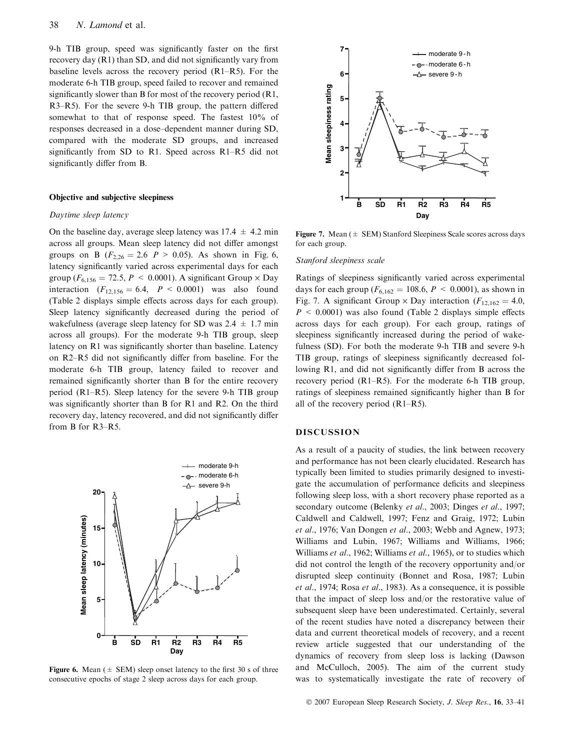9-h TIB group, speed was significantly faster on the first recovery day (R1) than SD, and did not significantly vary from baseline levels across the recovery period (R1–R5). For the moderate 6-h TIB group, speed failed to recover and remained significantly slower than B for most of the recovery period (R1, R3–R5). For the severe 9-h TIB group, the pattern differed somewhat to that of response speed. The fastest 10% of responses decreased in a dose–dependent manner during SD, compared with the moderate SD groups, and increased significantly from SD to R1. Speed across R1–R5 did not significantly differ from B.

### Objective and subjective sleepiness

*Daytime sleep latency*

On the baseline day, average sleep latency was 17.4 ± 4.2 min across all groups. Mean sleep latency did not differ amongst groups on B ($F_{2,26} = 2.6$ $P > 0.05$). As shown in Fig. 6, latency significantly varied across experimental days for each group ($F_{6,156} = 72.5$, $P < 0.0001$). A significant Group × Day interaction ($F_{12,156} = 6.4$, $P < 0.0001$) was also found (Table 2 displays simple effects across days for each group). Sleep latency significantly decreased during the period of wakefulness (average sleep latency for SD was 2.4 ± 1.7 min across all groups). For the moderate 9-h TIB group, sleep latency on R1 was significantly shorter than baseline. Latency on R2–R5 did not significantly differ from baseline. For the moderate 6-h TIB group, latency failed to recover and remained significantly shorter than B for the entire recovery period (R1–R5). Sleep latency for the severe 9-h TIB group was significantly shorter than B for R1 and R2. On the third recovery day, latency recovered, and did not significantly differ from B for R3–R5.

Figure 6. Mean (± SEM) sleep onset latency to the first 30 s of three consecutive epochs of stage 2 sleep across days for each group.

Figure 7. Mean (± SEM) Stanford Sleepiness Scale scores across days for each group.

*Stanford sleepiness scale*

Ratings of sleepiness significantly varied across experimental days for each group ($F_{6,162} = 108.6$, $P < 0.0001$), as shown in Fig. 7. A significant Group × Day interaction ($F_{12,162} = 4.0$, $P < 0.0001$) was also found (Table 2 displays simple effects across days for each group). For each group, ratings of sleepiness significantly increased during the period of wakefulness (SD). For both the moderate 9-h TIB and severe 9-h TIB group, ratings of sleepiness significantly decreased following R1, and did not significantly differ from B across the recovery period (R1–R5). For the moderate 6-h TIB group, ratings of sleepiness remained significantly higher than B for all of the recovery period (R1–R5).

## DISCUSSION

As a result of a paucity of studies, the link between recovery and performance has not been clearly elucidated. Research has typically been limited to studies primarily designed to investigate the accumulation of performance deficits and sleepiness following sleep loss, with a short recovery phase reported as a secondary outcome (Belenky *et al*., 2003; Dinges *et al*., 1997; Caldwell and Caldwell, 1997; Fenz and Graig, 1972; Lubin *et al*., 1976; Van Dongen *et al*., 2003; Webb and Agnew, 1973; Williams and Lubin, 1967; Williams and Williams, 1966; Williams *et al*., 1962; Williams *et al*., 1965), or to studies which did not control the length of the recovery opportunity and/or disrupted sleep continuity (Bonnet and Rosa, 1987; Lubin *et al*., 1974; Rosa *et al*., 1983). As a consequence, it is possible that the impact of sleep loss and/or the restorative value of subsequent sleep have been underestimated. Certainly, several of the recent studies have noted a discrepancy between their data and current theoretical models of recovery, and a recent review article suggested that our understanding of the dynamics of recovery from sleep loss is lacking (Dawson and McCulloch, 2005). The aim of the current study was to systematically investigate the rate of recovery of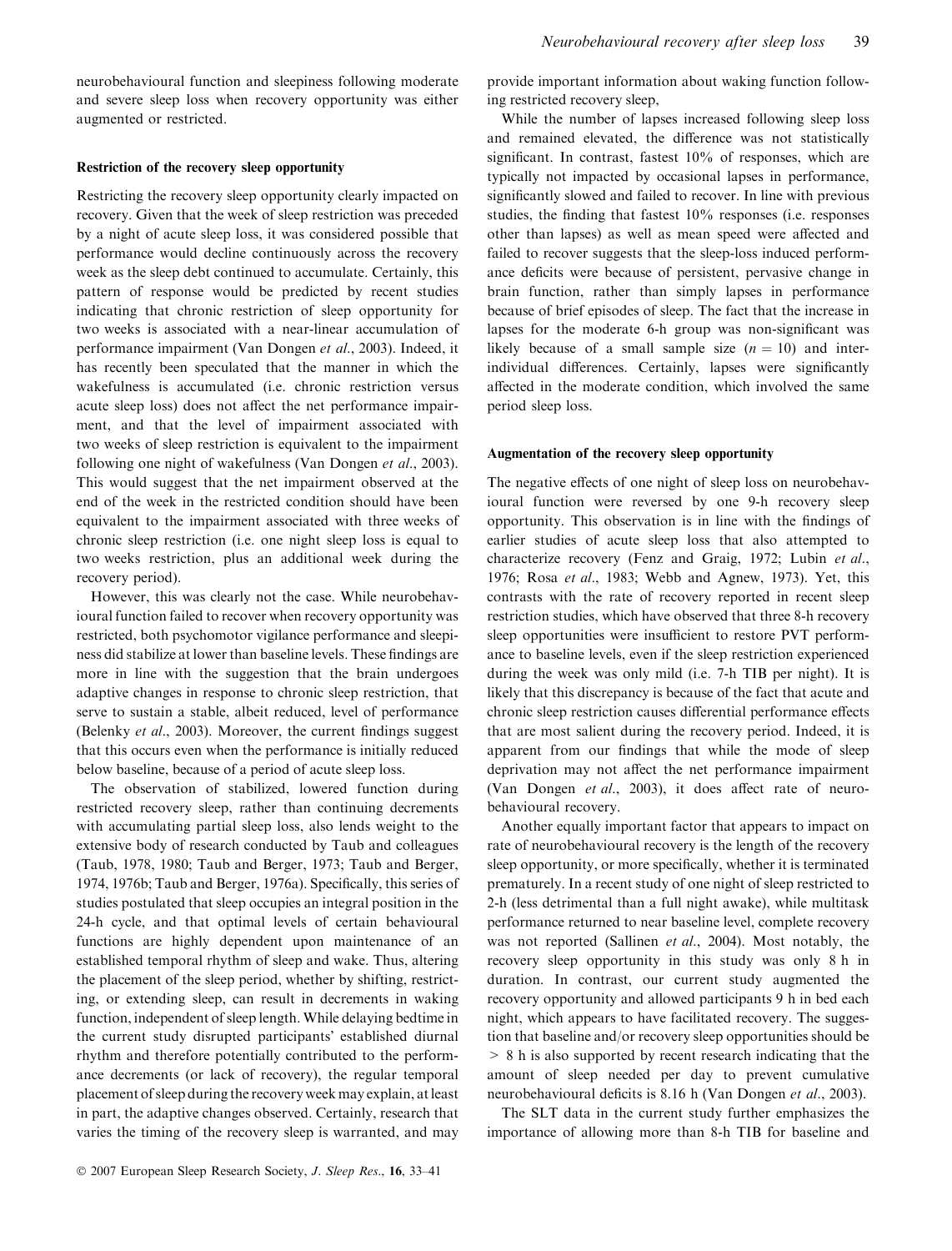neurobehavioural function and sleepiness following moderate and severe sleep loss when recovery opportunity was either augmented or restricted.

### Restriction of the recovery sleep opportunity

Restricting the recovery sleep opportunity clearly impacted on recovery. Given that the week of sleep restriction was preceded by a night of acute sleep loss, it was considered possible that performance would decline continuously across the recovery week as the sleep debt continued to accumulate. Certainly, this pattern of response would be predicted by recent studies indicating that chronic restriction of sleep opportunity for two weeks is associated with a near-linear accumulation of performance impairment (Van Dongen *et al*., 2003). Indeed, it has recently been speculated that the manner in which the wakefulness is accumulated (i.e. chronic restriction versus acute sleep loss) does not affect the net performance impairment, and that the level of impairment associated with two weeks of sleep restriction is equivalent to the impairment following one night of wakefulness (Van Dongen *et al*., 2003). This would suggest that the net impairment observed at the end of the week in the restricted condition should have been equivalent to the impairment associated with three weeks of chronic sleep restriction (i.e. one night sleep loss is equal to two weeks restriction, plus an additional week during the recovery period).

However, this was clearly not the case. While neurobehavioural function failed to recover when recovery opportunity was restricted, both psychomotor vigilance performance and sleepiness did stabilize at lower than baseline levels. These findings are more in line with the suggestion that the brain undergoes adaptive changes in response to chronic sleep restriction, that serve to sustain a stable, albeit reduced, level of performance (Belenky *et al*., 2003). Moreover, the current findings suggest that this occurs even when the performance is initially reduced below baseline, because of a period of acute sleep loss.

The observation of stabilized, lowered function during restricted recovery sleep, rather than continuing decrements with accumulating partial sleep loss, also lends weight to the extensive body of research conducted by Taub and colleagues (Taub, 1978, 1980; Taub and Berger, 1973; Taub and Berger, 1974, 1976b; Taub and Berger, 1976a). Specifically, this series of studies postulated that sleep occupies an integral position in the 24-h cycle, and that optimal levels of certain behavioural functions are highly dependent upon maintenance of an established temporal rhythm of sleep and wake. Thus, altering the placement of the sleep period, whether by shifting, restricting, or extending sleep, can result in decrements in waking function, independent of sleep length. While delaying bedtime in the current study disrupted participants' established diurnal rhythm and therefore potentially contributed to the performance decrements (or lack of recovery), the regular temporal placement of sleep during the recovery week may explain, at least in part, the adaptive changes observed. Certainly, research that varies the timing of the recovery sleep is warranted, and may provide important information about waking function following restricted recovery sleep,

While the number of lapses increased following sleep loss and remained elevated, the difference was not statistically significant. In contrast, fastest 10% of responses, which are typically not impacted by occasional lapses in performance, significantly slowed and failed to recover. In line with previous studies, the finding that fastest 10% responses (i.e. responses other than lapses) as well as mean speed were affected and failed to recover suggests that the sleep-loss induced performance deficits were because of persistent, pervasive change in brain function, rather than simply lapses in performance because of brief episodes of sleep. The fact that the increase in lapses for the moderate 6-h group was non-significant was likely because of a small sample size ($n = 10$) and inter-individual differences. Certainly, lapses were significantly affected in the moderate condition, which involved the same period sleep loss.

### Augmentation of the recovery sleep opportunity

The negative effects of one night of sleep loss on neurobehavioural function were reversed by one 9-h recovery sleep opportunity. This observation is in line with the findings of earlier studies of acute sleep loss that also attempted to characterize recovery (Fenz and Graig, 1972; Lubin *et al*., 1976; Rosa *et al*., 1983; Webb and Agnew, 1973). Yet, this contrasts with the rate of recovery reported in recent sleep restriction studies, which have observed that three 8-h recovery sleep opportunities were insufficient to restore PVT performance to baseline levels, even if the sleep restriction experienced during the week was only mild (i.e. 7-h TIB per night). It is likely that this discrepancy is because of the fact that acute and chronic sleep restriction causes differential performance effects that are most salient during the recovery period. Indeed, it is apparent from our findings that while the mode of sleep deprivation may not affect the net performance impairment (Van Dongen *et al*., 2003), it does affect rate of neurobehavioural recovery.

Another equally important factor that appears to impact on rate of neurobehavioural recovery is the length of the recovery sleep opportunity, or more specifically, whether it is terminated prematurely. In a recent study of one night of sleep restricted to 2-h (less detrimental than a full night awake), while multitask performance returned to near baseline level, complete recovery was not reported (Sallinen *et al*., 2004). Most notably, the recovery sleep opportunity in this study was only 8 h in duration. In contrast, our current study augmented the recovery opportunity and allowed participants 9 h in bed each night, which appears to have facilitated recovery. The suggestion that baseline and/or recovery sleep opportunities should be $> 8$ h is also supported by recent research indicating that the amount of sleep needed per day to prevent cumulative neurobehavioural deficits is 8.16 h (Van Dongen *et al*., 2003).

The SLT data in the current study further emphasizes the importance of allowing more than 8-h TIB for baseline and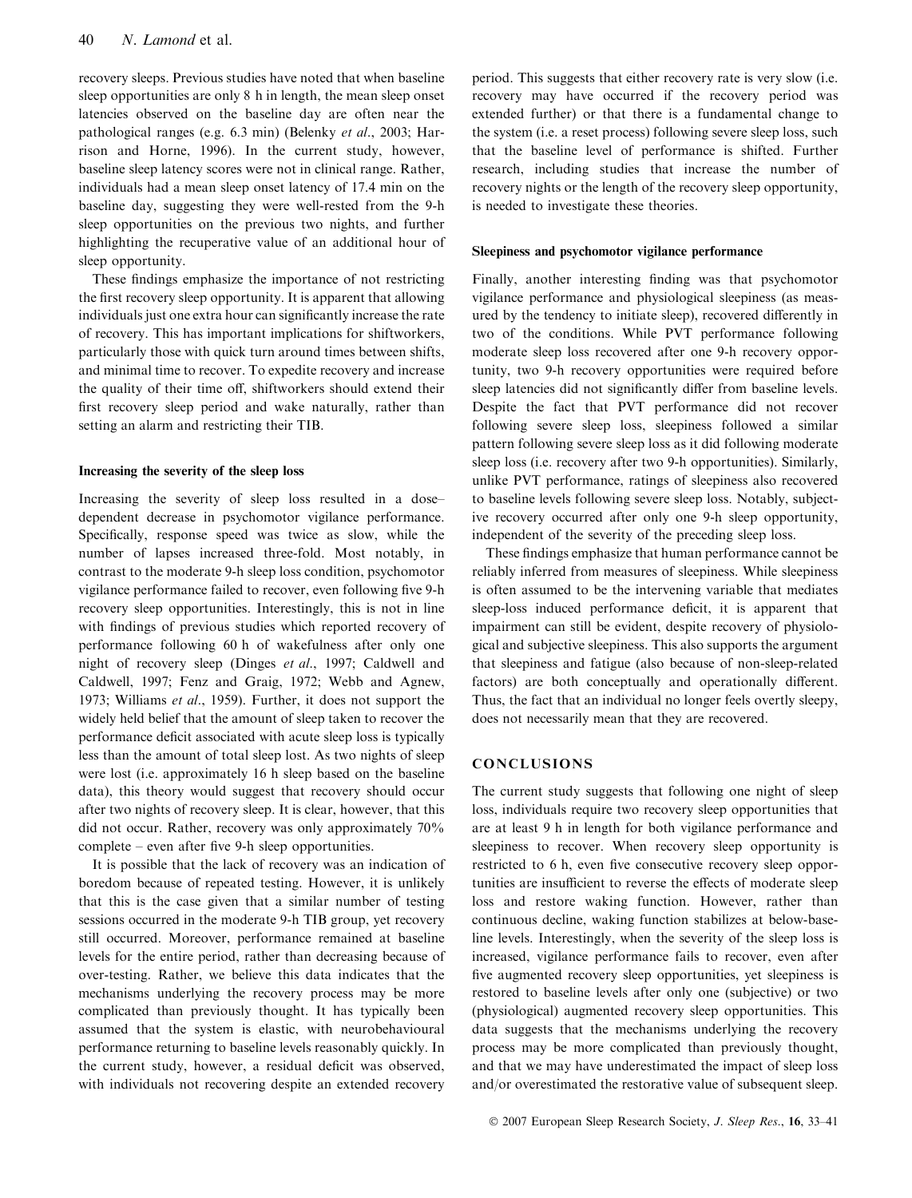recovery sleeps. Previous studies have noted that when baseline sleep opportunities are only 8 h in length, the mean sleep onset latencies observed on the baseline day are often near the pathological ranges (e.g. 6.3 min) (Belenky *et al*., 2003; Harrison and Horne, 1996). In the current study, however, baseline sleep latency scores were not in clinical range. Rather, individuals had a mean sleep onset latency of 17.4 min on the baseline day, suggesting they were well-rested from the 9-h sleep opportunities on the previous two nights, and further highlighting the recuperative value of an additional hour of sleep opportunity.

These findings emphasize the importance of not restricting the first recovery sleep opportunity. It is apparent that allowing individuals just one extra hour can significantly increase the rate of recovery. This has important implications for shiftworkers, particularly those with quick turn around times between shifts, and minimal time to recover. To expedite recovery and increase the quality of their time off, shiftworkers should extend their first recovery sleep period and wake naturally, rather than setting an alarm and restricting their TIB.

#### Increasing the severity of the sleep loss

Increasing the severity of sleep loss resulted in a dose–dependent decrease in psychomotor vigilance performance. Specifically, response speed was twice as slow, while the number of lapses increased three-fold. Most notably, in contrast to the moderate 9-h sleep loss condition, psychomotor vigilance performance failed to recover, even following five 9-h recovery sleep opportunities. Interestingly, this is not in line with findings of previous studies which reported recovery of performance following 60 h of wakefulness after only one night of recovery sleep (Dinges *et al*., 1997; Caldwell and Caldwell, 1997; Fenz and Graig, 1972; Webb and Agnew, 1973; Williams *et al*., 1959). Further, it does not support the widely held belief that the amount of sleep taken to recover the performance deficit associated with acute sleep loss is typically less than the amount of total sleep lost. As two nights of sleep were lost (i.e. approximately 16 h sleep based on the baseline data), this theory would suggest that recovery should occur after two nights of recovery sleep. It is clear, however, that this did not occur. Rather, recovery was only approximately 70% complete – even after five 9-h sleep opportunities.

It is possible that the lack of recovery was an indication of boredom because of repeated testing. However, it is unlikely that this is the case given that a similar number of testing sessions occurred in the moderate 9-h TIB group, yet recovery still occurred. Moreover, performance remained at baseline levels for the entire period, rather than decreasing because of over-testing. Rather, we believe this data indicates that the mechanisms underlying the recovery process may be more complicated than previously thought. It has typically been assumed that the system is elastic, with neurobehavioural performance returning to baseline levels reasonably quickly. In the current study, however, a residual deficit was observed, with individuals not recovering despite an extended recovery period. This suggests that either recovery rate is very slow (i.e. recovery may have occurred if the recovery period was extended further) or that there is a fundamental change to the system (i.e. a reset process) following severe sleep loss, such that the baseline level of performance is shifted. Further research, including studies that increase the number of recovery nights or the length of the recovery sleep opportunity, is needed to investigate these theories.

#### Sleepiness and psychomotor vigilance performance

Finally, another interesting finding was that psychomotor vigilance performance and physiological sleepiness (as measured by the tendency to initiate sleep), recovered differently in two of the conditions. While PVT performance following moderate sleep loss recovered after one 9-h recovery opportunity, two 9-h recovery opportunities were required before sleep latencies did not significantly differ from baseline levels. Despite the fact that PVT performance did not recover following severe sleep loss, sleepiness followed a similar pattern following severe sleep loss as it did following moderate sleep loss (i.e. recovery after two 9-h opportunities). Similarly, unlike PVT performance, ratings of sleepiness also recovered to baseline levels following severe sleep loss. Notably, subjective recovery occurred after only one 9-h sleep opportunity, independent of the severity of the preceding sleep loss.

These findings emphasize that human performance cannot be reliably inferred from measures of sleepiness. While sleepiness is often assumed to be the intervening variable that mediates sleep-loss induced performance deficit, it is apparent that impairment can still be evident, despite recovery of physiological and subjective sleepiness. This also supports the argument that sleepiness and fatigue (also because of non-sleep-related factors) are both conceptually and operationally different. Thus, the fact that an individual no longer feels overtly sleepy, does not necessarily mean that they are recovered.

## CONCLUSIONS

The current study suggests that following one night of sleep loss, individuals require two recovery sleep opportunities that are at least 9 h in length for both vigilance performance and sleepiness to recover. When recovery sleep opportunity is restricted to 6 h, even five consecutive recovery sleep opportunities are insufficient to reverse the effects of moderate sleep loss and restore waking function. However, rather than continuous decline, waking function stabilizes at below-baseline levels. Interestingly, when the severity of the sleep loss is increased, vigilance performance fails to recover, even after five augmented recovery sleep opportunities, yet sleepiness is restored to baseline levels after only one (subjective) or two (physiological) augmented recovery sleep opportunities. This data suggests that the mechanisms underlying the recovery process may be more complicated than previously thought, and that we may have underestimated the impact of sleep loss and/or overestimated the restorative value of subsequent sleep.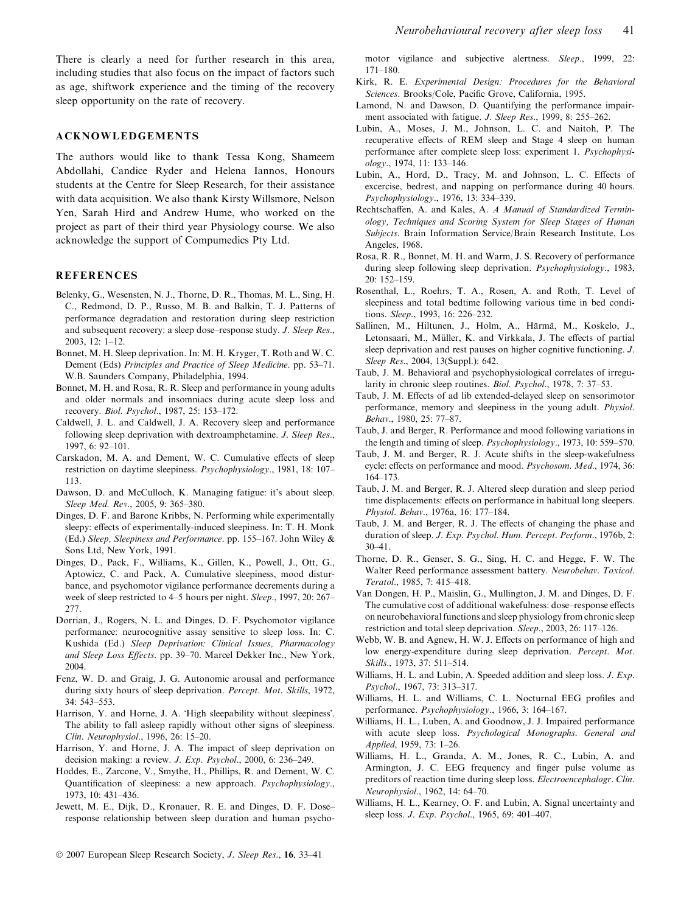There is clearly a need for further research in this area, including studies that also focus on the impact of factors such as age, shiftwork experience and the timing of the recovery sleep opportunity on the rate of recovery.

## ACKNOWLEDGEMENTS

The authors would like to thank Tessa Kong, Shameem Abdollahi, Candice Ryder and Helena Iannos, Honours students at the Centre for Sleep Research, for their assistance with data acquisition. We also thank Kirsty Willsmore, Nelson Yen, Sarah Hird and Andrew Hume, who worked on the project as part of their third year Physiology course. We also acknowledge the support of Compumedics Pty Ltd.

## REFERENCES

Belenky, G., Wesensten, N. J., Thorne, D. R., Thomas, M. L., Sing, H. C., Redmond, D. P., Russo, M. B. and Balkin, T. J. Patterns of performance degradation and restoration during sleep restriction and subsequent recovery: a sleep dose–response study. *J. Sleep Res.*, 2003, 12: 1–12.

Bonnet, M. H. Sleep deprivation. In: M. H. Kryger, T. Roth and W. C. Dement (Eds) *Principles and Practice of Sleep Medicine*. pp. 53–71. W.B. Saunders Company, Philadelphia, 1994.

Bonnet, M. H. and Rosa, R. R. Sleep and performance in young adults and older normals and insomniacs during acute sleep loss and recovery. *Biol. Psychol.*, 1987, 25: 153–172.

Caldwell, J. L. and Caldwell, J. A. Recovery sleep and performance following sleep deprivation with dextroamphetamine. *J. Sleep Res.*, 1997, 6: 92–101.

Carskadon, M. A. and Dement, W. C. Cumulative effects of sleep restriction on daytime sleepiness. *Psychophysiology.*, 1981, 18: 107–113.

Dawson, D. and McCulloch, K. Managing fatigue: it's about sleep. *Sleep Med. Rev.*, 2005, 9: 365–380.

Dinges, D. F. and Barone Kribbs, N. Performing while experimentally sleepy: effects of experimentally-induced sleepiness. In: T. H. Monk (Ed.) *Sleep, Sleepiness and Performance*. pp. 155–167. John Wiley & Sons Ltd, New York, 1991.

Dinges, D., Pack, F., Williams, K., Gillen, K., Powell, J., Ott, G., Aptowicz, C. and Pack, A. Cumulative sleepiness, mood disturbance, and psychomotor vigilance performance decrements during a week of sleep restricted to 4–5 hours per night. *Sleep.*, 1997, 20: 267–277.

Dorrian, J., Rogers, N. L. and Dinges, D. F. Psychomotor vigilance performance: neurocognitive assay sensitive to sleep loss. In: C. Kushida (Ed.) *Sleep Deprivation: Clinical Issues, Pharmacology and Sleep Loss Effects*. pp. 39–70. Marcel Dekker Inc., New York, 2004.

Fenz, W. D. and Graig, J. G. Autonomic arousal and performance during sixty hours of sleep deprivation. *Percept. Mot. Skills*, 1972, 34: 543–553.

Harrison, Y. and Horne, J. A. 'High sleepability without sleepiness'. The ability to fall asleep rapidly without other signs of sleepiness. *Clin. Neurophysiol.*, 1996, 26: 15–20.

Harrison, Y. and Horne, J. A. The impact of sleep deprivation on decision making: a review. *J. Exp. Psychol.*, 2000, 6: 236–249.

Hoddes, E., Zarcone, V., Smythe, H., Phillips, R. and Dement, W. C. Quantification of sleepiness: a new approach. *Psychophysiology.*, 1973, 10: 431–436.

Jewett, M. E., Dijk, D., Kronauer, R. E. and Dinges, D. F. Dose–response relationship between sleep duration and human psychomotor vigilance and subjective alertness. *Sleep.*, 1999, 22: 171–180.

Kirk, R. E. *Experimental Design: Procedures for the Behavioral Sciences*. Brooks/Cole, Pacific Grove, California, 1995.

Lamond, N. and Dawson, D. Quantifying the performance impairment associated with fatigue. *J. Sleep Res.*, 1999, 8: 255–262.

Lubin, A., Moses, J. M., Johnson, L. C. and Naitoh, P. The recuperative effects of REM sleep and Stage 4 sleep on human performance after complete sleep loss: experiment 1. *Psychophysiology.*, 1974, 11: 133–146.

Lubin, A., Hord, D., Tracy, M. and Johnson, L. C. Effects of excercise, bedrest, and napping on performance during 40 hours. *Psychophysiology.*, 1976, 13: 334–339.

Rechtschaffen, A. and Kales, A. *A Manual of Standardized Terminology, Techniques and Scoring System for Sleep Stages of Human Subjects*. Brain Information Service/Brain Research Institute, Los Angeles, 1968.

Rosa, R. R., Bonnet, M. H. and Warm, J. S. Recovery of performance during sleep following sleep deprivation. *Psychophysiology.*, 1983, 20: 152–159.

Rosenthal, L., Roehrs, T. A., Rosen, A. and Roth, T. Level of sleepiness and total bedtime following various time in bed conditions. *Sleep.*, 1993, 16: 226–232.

Sallinen, M., Hiltunen, J., Holm, A., Härmä, M., Koskelo, J., Letonsaari, M., Müller, K. and Virkkala, J. The effects of partial sleep deprivation and rest pauses on higher cognitive functioning. *J. Sleep Res.*, 2004, 13(Suppl.): 642.

Taub, J. M. Behavioral and psychophysiological correlates of irregularity in chronic sleep routines. *Biol. Psychol.*, 1978, 7: 37–53.

Taub, J. M. Effects of ad lib extended-delayed sleep on sensorimotor performance, memory and sleepiness in the young adult. *Physiol. Behav.*, 1980, 25: 77–87.

Taub, J. and Berger, R. Performance and mood following variations in the length and timing of sleep. *Psychophysiology.*, 1973, 10: 559–570.

Taub, J. M. and Berger, R. J. Acute shifts in the sleep-wakefulness cycle: effects on performance and mood. *Psychosom. Med.*, 1974, 36: 164–173.

Taub, J. M. and Berger, R. J. Altered sleep duration and sleep period time displacements: effects on performance in habitual long sleepers. *Physiol. Behav.*, 1976a, 16: 177–184.

Taub, J. M. and Berger, R. J. The effects of changing the phase and duration of sleep. *J. Exp. Psychol. Hum. Percept. Perform.*, 1976b, 2: 30–41.

Thorne, D. R., Genser, S. G., Sing, H. C. and Hegge, F. W. The Walter Reed performance assessment battery. *Neurobehav. Toxicol. Teratol.*, 1985, 7: 415–418.

Van Dongen, H. P., Maislin, G., Mullington, J. M. and Dinges, D. F. The cumulative cost of additional wakefulness: dose–response effects on neurobehavioral functions and sleep physiology from chronic sleep restriction and total sleep deprivation. *Sleep.*, 2003, 26: 117–126.

Webb, W. B. and Agnew, H. W. J. Effects on performance of high and low energy-expenditure during sleep deprivation. *Percept. Mot. Skills.*, 1973, 37: 511–514.

Williams, H. L. and Lubin, A. Speeded addition and sleep loss. *J. Exp. Psychol.*, 1967, 73: 313–317.

Williams, H. L. and Williams, C. L. Nocturnal EEG profiles and performance. *Psychophysiology.*, 1966, 3: 164–167.

Williams, H. L., Luben, A. and Goodnow, J. J. Impaired performance with acute sleep loss. *Psychological Monographs. General and Applied*, 1959, 73: 1–26.

Williams, H. L., Granda, A. M., Jones, R. C., Lubin, A. and Armington, J. C. EEG frequency and finger pulse volume as preditors of reaction time during sleep loss. *Electroencephalogr. Clin. Neurophysiol.*, 1962, 14: 64–70.

Williams, H. L., Kearney, O. F. and Lubin, A. Signal uncertainty and sleep loss. *J. Exp. Psychol.*, 1965, 69: 401–407.